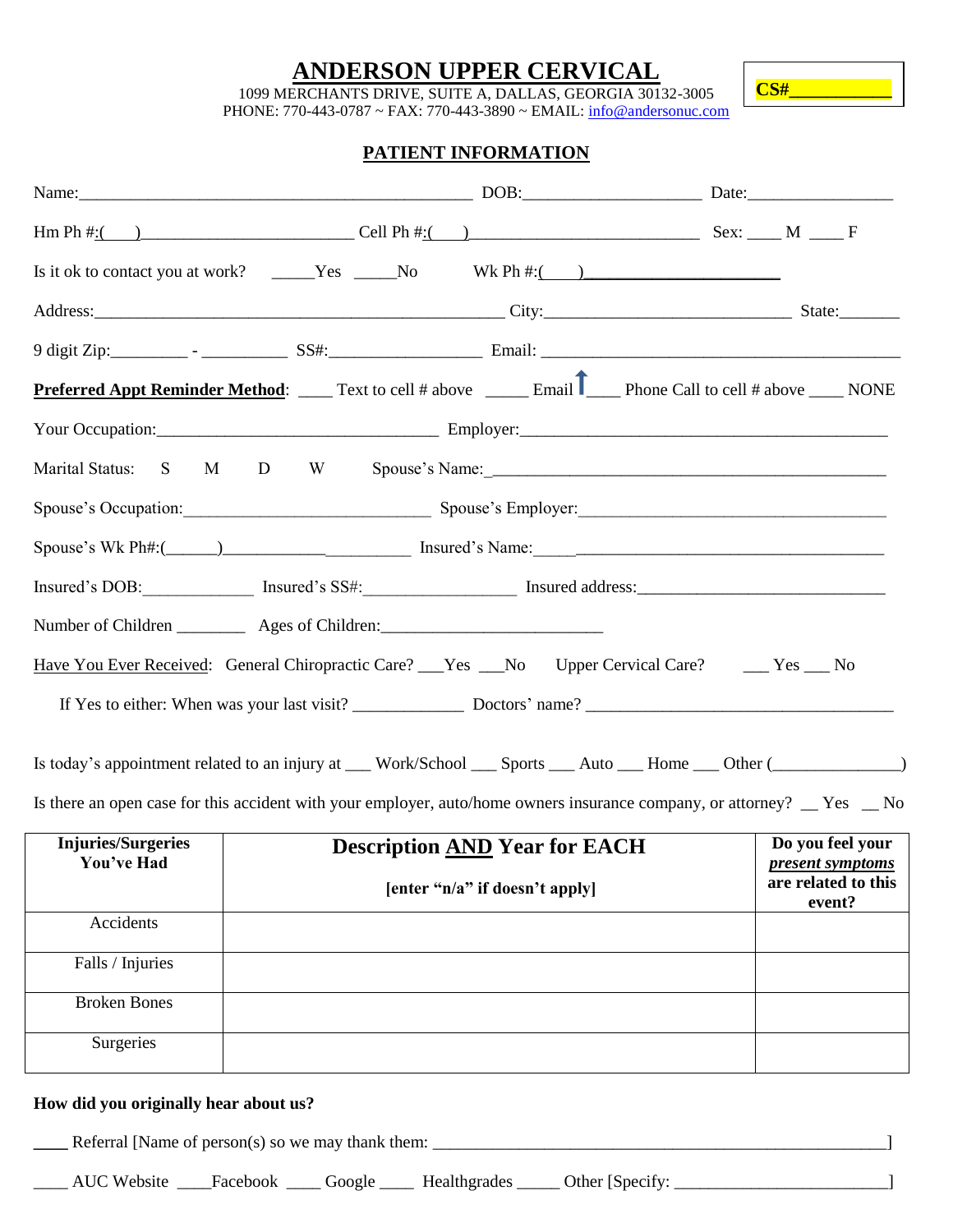# ANDERSON UPPER CERVICAL

1099 MERCHANTS DRIVE, SUITE A, DALLAS, GEORGIA 30132-3005
PHONE: 770-443-0787 ~ FAX: 770-443-3890 ~ EMAIL: info@andersonuc.com

**CS#\_\_\_\_\_\_\_\_\_\_\_**

## PATIENT INFORMATION

Name:\_\_\_\_\_\_\_\_\_\_\_\_\_\_\_\_\_\_\_\_\_\_\_\_\_\_\_\_\_\_\_\_\_\_\_\_\_\_\_\_\_\_\_\_ DOB:\_\_\_\_\_\_\_\_\_\_\_\_\_\_\_\_\_\_\_\_ Date:\_\_\_\_\_\_\_\_\_\_\_\_\_\_\_\_\_

Hm Ph #:(\_\_\_)\_\_\_\_\_\_\_\_\_\_\_\_\_\_\_\_\_\_\_\_\_\_\_\_ Cell Ph #:(\_\_\_)\_\_\_\_\_\_\_\_\_\_\_\_\_\_\_\_\_\_\_\_\_\_\_\_\_\_ Sex: \_\_\_\_ M \_\_\_\_ F

Is it ok to contact you at work? \_\_\_\_\_Yes \_\_\_\_\_No Wk Ph #:(\_\_\_)\_\_\_\_\_\_\_\_\_\_\_\_\_\_\_\_\_\_\_\_\_

Address:\_\_\_\_\_\_\_\_\_\_\_\_\_\_\_\_\_\_\_\_\_\_\_\_\_\_\_\_\_\_\_\_\_\_\_\_\_\_\_\_\_\_\_\_\_\_\_\_ City:\_\_\_\_\_\_\_\_\_\_\_\_\_\_\_\_\_\_\_\_\_\_\_\_\_\_\_\_ State:\_\_\_\_\_\_\_

9 digit Zip:\_\_\_\_\_\_\_\_\_ - \_\_\_\_\_\_\_\_\_\_ SS#:\_\_\_\_\_\_\_\_\_\_\_\_\_\_\_\_\_\_ Email: \_\_\_\_\_\_\_\_\_\_\_\_\_\_\_\_\_\_\_\_\_\_\_\_\_\_\_\_\_\_\_\_\_\_\_\_\_\_\_\_\_\_\_

**Preferred Appt Reminder Method**: \_\_\_\_ Text to cell # above \_\_\_\_\_ Email ↑ \_\_\_\_ Phone Call to cell # above \_\_\_\_ NONE

Your Occupation:\_\_\_\_\_\_\_\_\_\_\_\_\_\_\_\_\_\_\_\_\_\_\_\_\_\_\_\_\_\_\_\_\_ Employer:\_\_\_\_\_\_\_\_\_\_\_\_\_\_\_\_\_\_\_\_\_\_\_\_\_\_\_\_\_\_\_\_\_\_\_\_\_\_\_\_\_\_\_

Marital Status: S M D W Spouse's Name:\_\_\_\_\_\_\_\_\_\_\_\_\_\_\_\_\_\_\_\_\_\_\_\_\_\_\_\_\_\_\_\_\_\_\_\_\_\_\_\_\_\_\_\_\_\_

Spouse's Occupation:\_\_\_\_\_\_\_\_\_\_\_\_\_\_\_\_\_\_\_\_\_\_\_\_\_\_\_\_\_ Spouse's Employer:\_\_\_\_\_\_\_\_\_\_\_\_\_\_\_\_\_\_\_\_\_\_\_\_\_\_\_\_\_\_\_\_\_\_\_\_\_

Spouse's Wk Ph#:(\_\_\_\_\_\_)\_\_\_\_\_\_\_\_\_\_\_\_\_\_\_\_\_\_\_\_\_\_\_ Insured's Name:\_\_\_\_\_\_\_\_\_\_\_\_\_\_\_\_\_\_\_\_\_\_\_\_\_\_\_\_\_\_\_\_\_\_\_\_\_\_\_\_\_\_

Insured's DOB:\_\_\_\_\_\_\_\_\_\_\_\_\_ Insured's SS#:\_\_\_\_\_\_\_\_\_\_\_\_\_\_\_\_\_\_ Insured address:\_\_\_\_\_\_\_\_\_\_\_\_\_\_\_\_\_\_\_\_\_\_\_\_\_\_\_\_\_\_

Number of Children \_\_\_\_\_\_\_\_ Ages of Children:\_\_\_\_\_\_\_\_\_\_\_\_\_\_\_\_\_\_\_\_\_\_\_\_\_\_\_

Have You Ever Received: General Chiropractic Care? \_\_\_Yes \_\_\_No Upper Cervical Care? \_\_\_ Yes \_\_\_ No

If Yes to either: When was your last visit? \_\_\_\_\_\_\_\_\_\_\_\_\_ Doctors' name? \_\_\_\_\_\_\_\_\_\_\_\_\_\_\_\_\_\_\_\_\_\_\_\_\_\_\_\_\_\_\_\_\_\_\_\_

Is today's appointment related to an injury at \_\_\_ Work/School \_\_\_ Sports \_\_\_ Auto \_\_\_ Home \_\_\_ Other (\_\_\_\_\_\_\_\_\_\_\_\_\_\_\_)

Is there an open case for this accident with your employer, auto/home owners insurance company, or attorney? \_\_ Yes \_\_ No

| Injuries/Surgeries You've Had | Description AND Year for EACH [enter "n/a" if doesn't apply] | Do you feel your *present symptoms* are related to this event? |
|---|---|---|
| Accidents | | |
| Falls / Injuries | | |
| Broken Bones | | |
| Surgeries | | |

**How did you originally hear about us?**

\_\_\_\_ Referral [Name of person(s) so we may thank them: \_\_\_\_\_\_\_\_\_\_\_\_\_\_\_\_\_\_\_\_\_\_\_\_\_\_\_\_\_\_\_\_\_\_\_\_\_\_\_\_\_\_\_\_\_\_\_\_\_\_\_\_]

\_\_\_\_ AUC Website \_\_\_\_Facebook \_\_\_\_ Google \_\_\_\_ Healthgrades \_\_\_\_\_ Other [Specify: \_\_\_\_\_\_\_\_\_\_\_\_\_\_\_\_\_\_\_\_\_\_\_\_\_\_]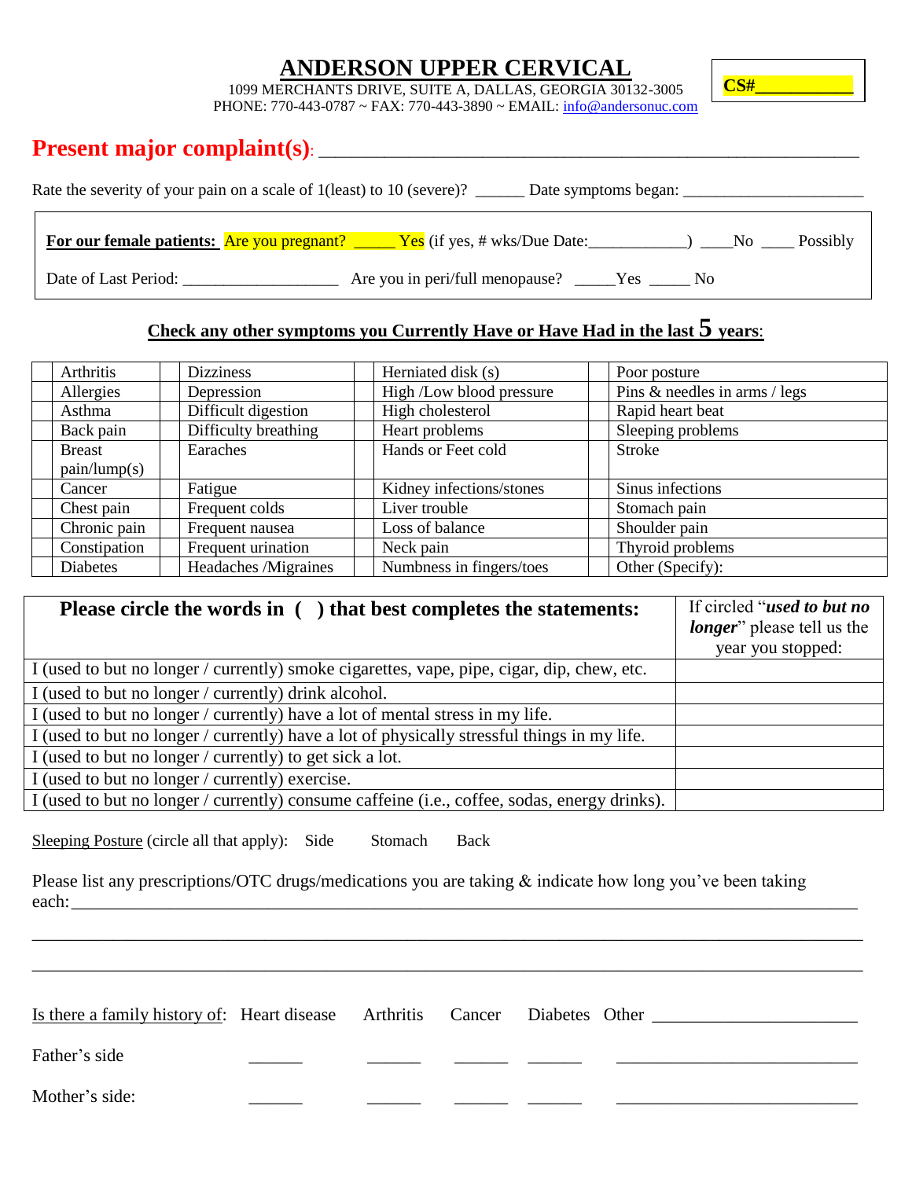# ANDERSON UPPER CERVICAL

1099 MERCHANTS DRIVE, SUITE A, DALLAS, GEORGIA 30132-3005
PHONE: 770-443-0787 ~ FAX: 770-443-3890 ~ EMAIL: info@andersonuc.com

**CS#**___________

## Present major complaint(s): ____________________________________________________________

Rate the severity of your pain on a scale of 1(least) to 10 (severe)? ______ Date symptoms began: ______________________

**For our female patients:** Are you pregnant? _____ Yes (if yes, # wks/Due Date:____________) ____No ____ Possibly

Date of Last Period: ___________________ Are you in peri/full menopause? _____Yes _____ No

### Check any other symptoms you Currently Have or Have Had in the last 5 years:

| | | | | | | | |
|---|---|---|---|---|---|---|---|
| | Arthritis | | Dizziness | | Herniated disk (s) | | Poor posture |
| | Allergies | | Depression | | High /Low blood pressure | | Pins & needles in arms / legs |
| | Asthma | | Difficult digestion | | High cholesterol | | Rapid heart beat |
| | Back pain | | Difficulty breathing | | Heart problems | | Sleeping problems |
| | Breast pain/lump(s) | | Earaches | | Hands or Feet cold | | Stroke |
| | Cancer | | Fatigue | | Kidney infections/stones | | Sinus infections |
| | Chest pain | | Frequent colds | | Liver trouble | | Stomach pain |
| | Chronic pain | | Frequent nausea | | Loss of balance | | Shoulder pain |
| | Constipation | | Frequent urination | | Neck pain | | Thyroid problems |
| | Diabetes | | Headaches /Migraines | | Numbness in fingers/toes | | Other (Specify): |

| **Please circle the words in ( ) that best completes the statements:** | If circled "***used to but no longer***" please tell us the year you stopped: |
|---|---|
| I (used to but no longer / currently) smoke cigarettes, vape, pipe, cigar, dip, chew, etc. | |
| I (used to but no longer / currently) drink alcohol. | |
| I (used to but no longer / currently) have a lot of mental stress in my life. | |
| I (used to but no longer / currently) have a lot of physically stressful things in my life. | |
| I (used to but no longer / currently) to get sick a lot. | |
| I (used to but no longer / currently) exercise. | |
| I (used to but no longer / currently) consume caffeine (i.e., coffee, sodas, energy drinks). | |

Sleeping Posture (circle all that apply): Side Stomach Back

Please list any prescriptions/OTC drugs/medications you are taking & indicate how long you've been taking each:_________________________________________________________________________________

_____________________________________________________________________________________________

_____________________________________________________________________________________________

| Is there a family history of: | Heart disease | Arthritis | Cancer | Diabetes | Other ______________________ |
|---|---|---|---|---|---|
| Father's side | ______ | ______ | ______ | ______ | ____________________________ |
| Mother's side: | ______ | ______ | ______ | ______ | ____________________________ |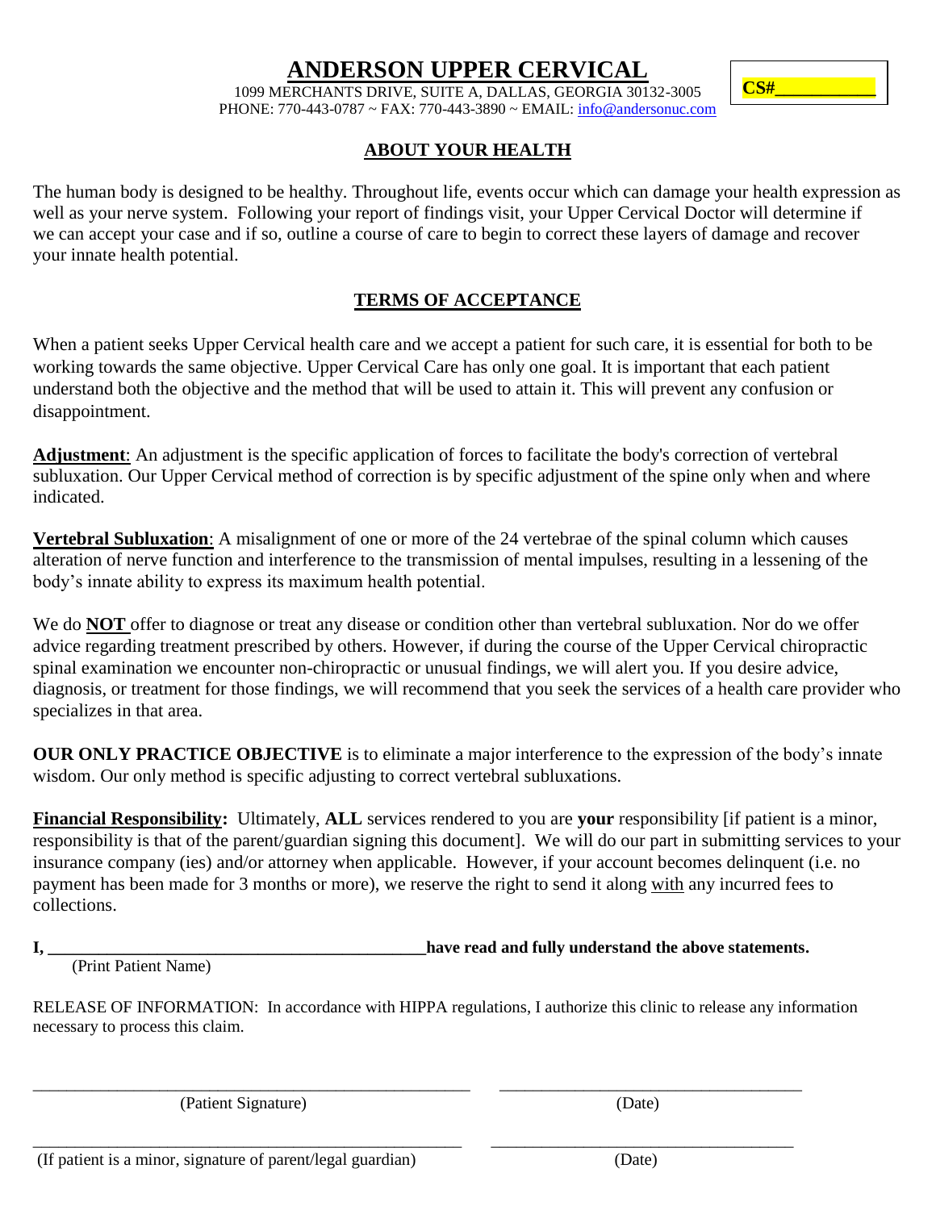# ANDERSON UPPER CERVICAL

1099 MERCHANTS DRIVE, SUITE A, DALLAS, GEORGIA 30132-3005
PHONE: 770-443-0787 ~ FAX: 770-443-3890 ~ EMAIL: info@andersonuc.com

**CS#__________**

## ABOUT YOUR HEALTH

The human body is designed to be healthy. Throughout life, events occur which can damage your health expression as well as your nerve system. Following your report of findings visit, your Upper Cervical Doctor will determine if we can accept your case and if so, outline a course of care to begin to correct these layers of damage and recover your innate health potential.

## TERMS OF ACCEPTANCE

When a patient seeks Upper Cervical health care and we accept a patient for such care, it is essential for both to be working towards the same objective. Upper Cervical Care has only one goal. It is important that each patient understand both the objective and the method that will be used to attain it. This will prevent any confusion or disappointment.

**Adjustment**: An adjustment is the specific application of forces to facilitate the body's correction of vertebral subluxation. Our Upper Cervical method of correction is by specific adjustment of the spine only when and where indicated.

**Vertebral Subluxation**: A misalignment of one or more of the 24 vertebrae of the spinal column which causes alteration of nerve function and interference to the transmission of mental impulses, resulting in a lessening of the body's innate ability to express its maximum health potential.

We do **NOT** offer to diagnose or treat any disease or condition other than vertebral subluxation. Nor do we offer advice regarding treatment prescribed by others. However, if during the course of the Upper Cervical chiropractic spinal examination we encounter non-chiropractic or unusual findings, we will alert you. If you desire advice, diagnosis, or treatment for those findings, we will recommend that you seek the services of a health care provider who specializes in that area.

**OUR ONLY PRACTICE OBJECTIVE** is to eliminate a major interference to the expression of the body's innate wisdom. Our only method is specific adjusting to correct vertebral subluxations.

**Financial Responsibility:** Ultimately, **ALL** services rendered to you are **your** responsibility [if patient is a minor, responsibility is that of the parent/guardian signing this document]. We will do our part in submitting services to your insurance company (ies) and/or attorney when applicable. However, if your account becomes delinquent (i.e. no payment has been made for 3 months or more), we reserve the right to send it along with any incurred fees to collections.

**I, ____________________________________________ have read and fully understand the above statements.**
(Print Patient Name)

RELEASE OF INFORMATION: In accordance with HIPPA regulations, I authorize this clinic to release any information necessary to process this claim.

______________________________________________ ________________________________
(Patient Signature) (Date)

______________________________________________ ________________________________
(If patient is a minor, signature of parent/legal guardian) (Date)